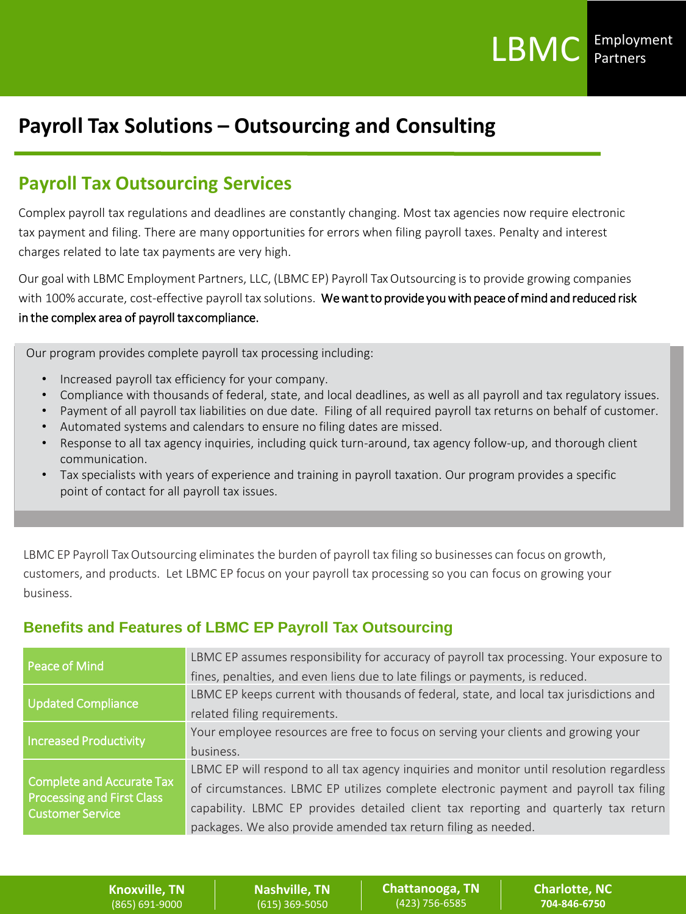LBMC Employment Partners

# Payroll Tax Solutions – Outsourcing and Consulting

## Payroll Tax Outsourcing Services

Complex payroll tax regulations and deadlines are constantly changing. Most tax agencies now require electronic tax payment and filing. There are many opportunities for errors when filing payroll taxes. Penalty and interest charges related to late tax payments are very high.

Our goal with LBMC Employment Partners, LLC, (LBMC EP) Payroll Tax Outsourcing is to provide growing companies with 100% accurate, cost-effective payroll tax solutions. We want to provide you with peace of mind and reduced risk in the complex area of payroll tax compliance.

Our program provides complete payroll tax processing including:

- Increased payroll tax efficiency for your company.
- Compliance with thousands of federal, state, and local deadlines, as well as all payroll and tax regulatory issues.
- Payment of all payroll tax liabilities on due date. Filing of all required payroll tax returns on behalf of customer.
- Automated systems and calendars to ensure no filing dates are missed.
- Response to all tax agency inquiries, including quick turn-around, tax agency follow-up, and thorough client communication.
- Tax specialists with years of experience and training in payroll taxation. Our program provides a specific point of contact for all payroll tax issues.

LBMC EP Payroll Tax Outsourcing eliminates the burden of payroll tax filing so businesses can focus on growth, customers, and products. Let LBMC EP focus on your payroll tax processing so you can focus on growing your business.

### Benefits and Features of LBMC EP Payroll Tax Outsourcing

| | |
|---|---|
| Peace of Mind | LBMC EP assumes responsibility for accuracy of payroll tax processing. Your exposure to fines, penalties, and even liens due to late filings or payments, is reduced. |
| Updated Compliance | LBMC EP keeps current with thousands of federal, state, and local tax jurisdictions and related filing requirements. |
| Increased Productivity | Your employee resources are free to focus on serving your clients and growing your business. |
| Complete and Accurate Tax Processing and First Class Customer Service | LBMC EP will respond to all tax agency inquiries and monitor until resolution regardless of circumstances. LBMC EP utilizes complete electronic payment and payroll tax filing capability. LBMC EP provides detailed client tax reporting and quarterly tax return packages. We also provide amended tax return filing as needed. |

**Knoxville, TN** (865) 691-9000 | **Nashville, TN** (615) 369-5050 | **Chattanooga, TN** (423) 756-6585 | **Charlotte, NC** 704-846-6750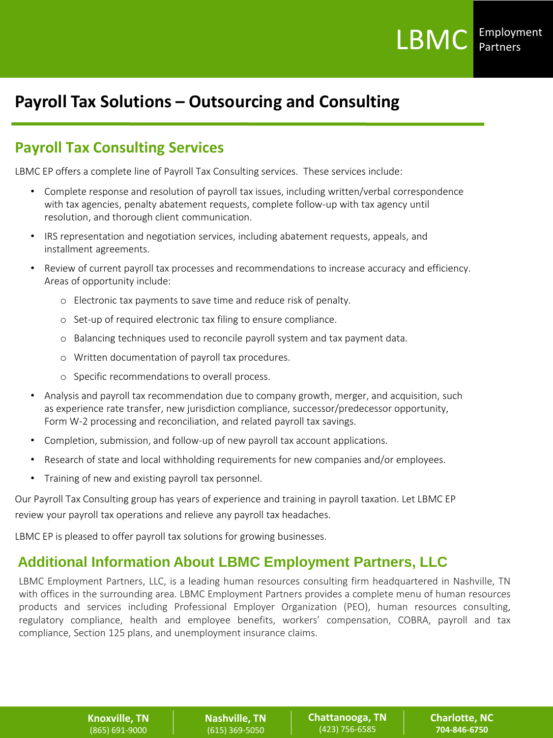# Payroll Tax Solutions – Outsourcing and Consulting

## Payroll Tax Consulting Services

LBMC EP offers a complete line of Payroll Tax Consulting services. These services include:

- Complete response and resolution of payroll tax issues, including written/verbal correspondence with tax agencies, penalty abatement requests, complete follow-up with tax agency until resolution, and thorough client communication.
- IRS representation and negotiation services, including abatement requests, appeals, and installment agreements.
- Review of current payroll tax processes and recommendations to increase accuracy and efficiency. Areas of opportunity include:
  - Electronic tax payments to save time and reduce risk of penalty.
  - Set-up of required electronic tax filing to ensure compliance.
  - Balancing techniques used to reconcile payroll system and tax payment data.
  - Written documentation of payroll tax procedures.
  - Specific recommendations to overall process.
- Analysis and payroll tax recommendation due to company growth, merger, and acquisition, such as experience rate transfer, new jurisdiction compliance, successor/predecessor opportunity, Form W-2 processing and reconciliation, and related payroll tax savings.
- Completion, submission, and follow-up of new payroll tax account applications.
- Research of state and local withholding requirements for new companies and/or employees.
- Training of new and existing payroll tax personnel.

Our Payroll Tax Consulting group has years of experience and training in payroll taxation. Let LBMC EP review your payroll tax operations and relieve any payroll tax headaches.

LBMC EP is pleased to offer payroll tax solutions for growing businesses.

## Additional Information About LBMC Employment Partners, LLC

LBMC Employment Partners, LLC, is a leading human resources consulting firm headquartered in Nashville, TN with offices in the surrounding area. LBMC Employment Partners provides a complete menu of human resources products and services including Professional Employer Organization (PEO), human resources consulting, regulatory compliance, health and employee benefits, workers' compensation, COBRA, payroll and tax compliance, Section 125 plans, and unemployment insurance claims.

**Knoxville, TN** (865) 691-9000 | **Nashville, TN** (615) 369-5050 | **Chattanooga, TN** (423) 756-6585 | **Charlotte, NC** **704-846-6750**